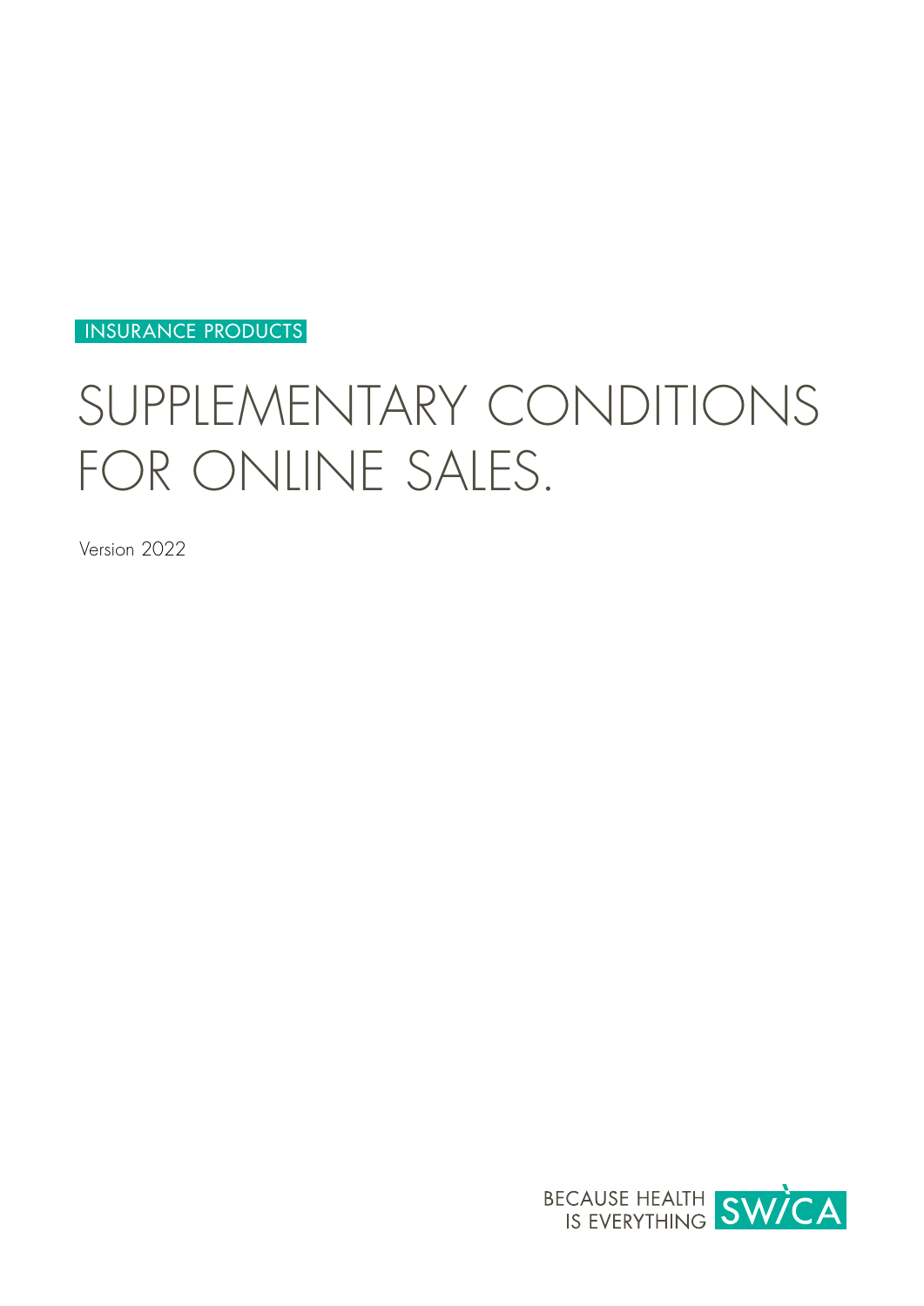INSURANCE PRODUCTS

# SUPPLEMENTARY CONDITIONS FOR ONLINE SALES.

Version 2022

BECAUSE HEALTH IS EVERYTHING SWICA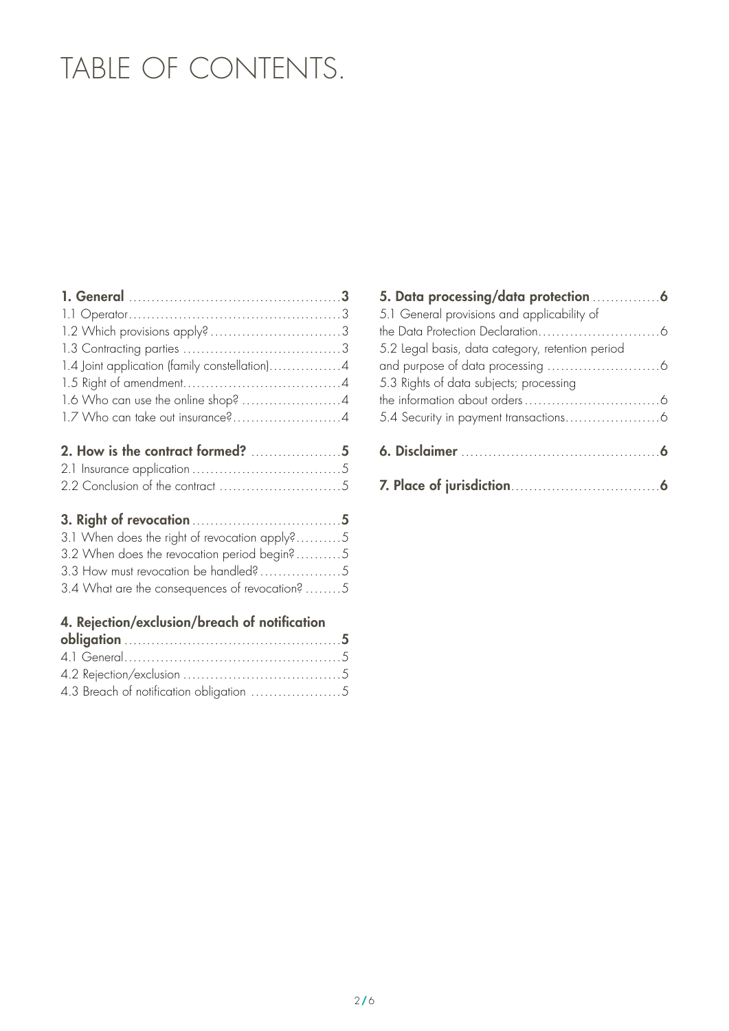# TABLE OF CONTENTS.

**1. General** ... **3**
1.1 Operator ... 3
1.2 Which provisions apply? ... 3
1.3 Contracting parties ... 3
1.4 Joint application (family constellation) ... 4
1.5 Right of amendment ... 4
1.6 Who can use the online shop? ... 4
1.7 Who can take out insurance? ... 4

**2. How is the contract formed?** ... **5**
2.1 Insurance application ... 5
2.2 Conclusion of the contract ... 5

**3. Right of revocation** ... **5**
3.1 When does the right of revocation apply? ... 5
3.2 When does the revocation period begin? ... 5
3.3 How must revocation be handled? ... 5
3.4 What are the consequences of revocation? ... 5

**4. Rejection/exclusion/breach of notification obligation** ... **5**
4.1 General ... 5
4.2 Rejection/exclusion ... 5
4.3 Breach of notification obligation ... 5

**5. Data processing/data protection** ... **6**
5.1 General provisions and applicability of the Data Protection Declaration ... 6
5.2 Legal basis, data category, retention period and purpose of data processing ... 6
5.3 Rights of data subjects; processing the information about orders ... 6
5.4 Security in payment transactions ... 6

**6. Disclaimer** ... **6**

**7. Place of jurisdiction** ... **6**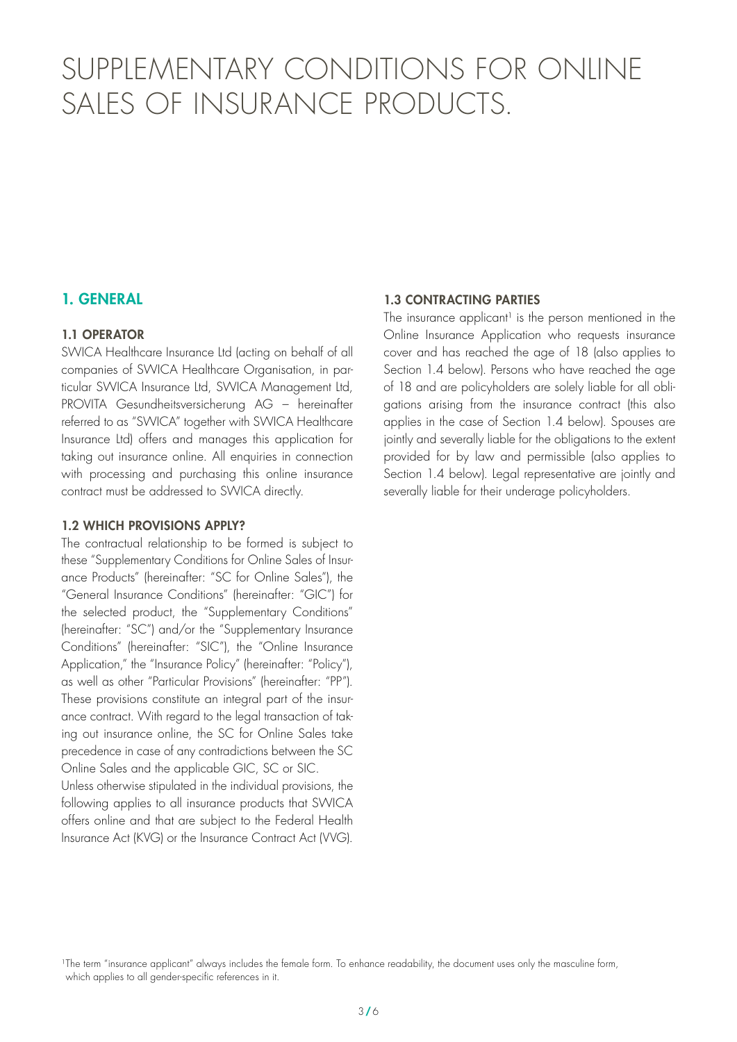# SUPPLEMENTARY CONDITIONS FOR ONLINE SALES OF INSURANCE PRODUCTS.

## 1. GENERAL

### 1.1 OPERATOR

SWICA Healthcare Insurance Ltd (acting on behalf of all companies of SWICA Healthcare Organisation, in particular SWICA Insurance Ltd, SWICA Management Ltd, PROVITA Gesundheitsversicherung AG – hereinafter referred to as "SWICA" together with SWICA Healthcare Insurance Ltd) offers and manages this application for taking out insurance online. All enquiries in connection with processing and purchasing this online insurance contract must be addressed to SWICA directly.

### 1.2 WHICH PROVISIONS APPLY?

The contractual relationship to be formed is subject to these "Supplementary Conditions for Online Sales of Insurance Products" (hereinafter: "SC for Online Sales"), the "General Insurance Conditions" (hereinafter: "GIC") for the selected product, the "Supplementary Conditions" (hereinafter: "SC") and/or the "Supplementary Insurance Conditions" (hereinafter: "SIC"), the "Online Insurance Application," the "Insurance Policy" (hereinafter: "Policy"), as well as other "Particular Provisions" (hereinafter: "PP"). These provisions constitute an integral part of the insurance contract. With regard to the legal transaction of taking out insurance online, the SC for Online Sales take precedence in case of any contradictions between the SC Online Sales and the applicable GIC, SC or SIC.

Unless otherwise stipulated in the individual provisions, the following applies to all insurance products that SWICA offers online and that are subject to the Federal Health Insurance Act (KVG) or the Insurance Contract Act (VVG).

### 1.3 CONTRACTING PARTIES

The insurance applicant[1] is the person mentioned in the Online Insurance Application who requests insurance cover and has reached the age of 18 (also applies to Section 1.4 below). Persons who have reached the age of 18 and are policyholders are solely liable for all obligations arising from the insurance contract (this also applies in the case of Section 1.4 below). Spouses are jointly and severally liable for the obligations to the extent provided for by law and permissible (also applies to Section 1.4 below). Legal representative are jointly and severally liable for their underage policyholders.

[1] The term "insurance applicant" always includes the female form. To enhance readability, the document uses only the masculine form, which applies to all gender-specific references in it.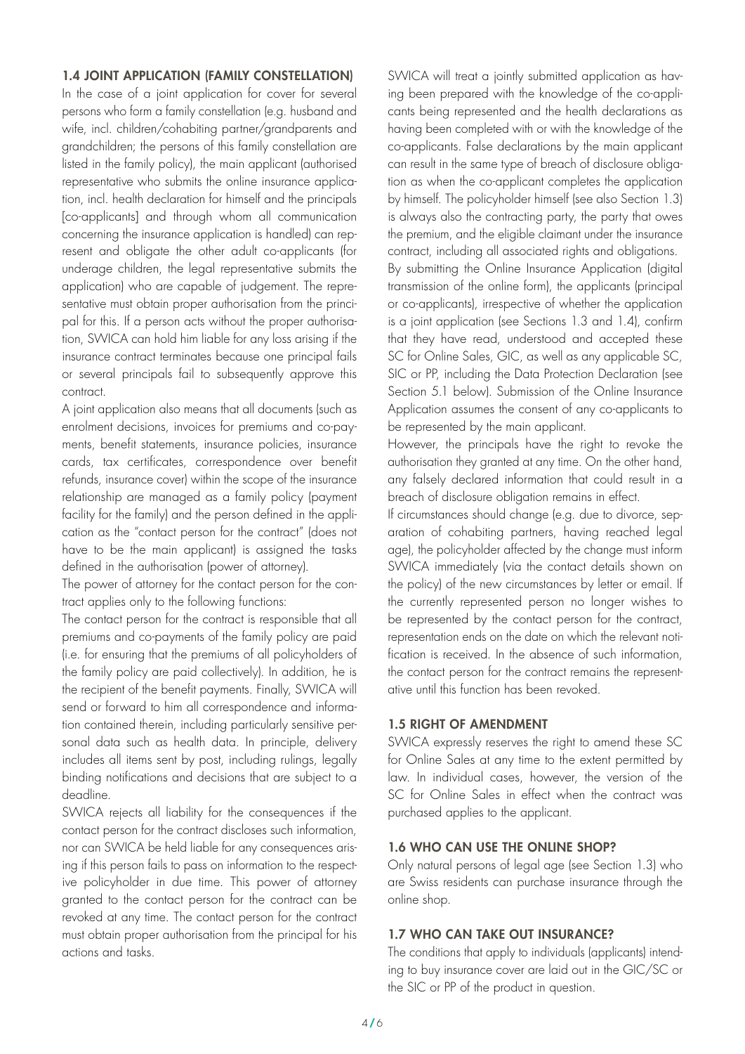### 1.4 JOINT APPLICATION (FAMILY CONSTELLATION)

In the case of a joint application for cover for several persons who form a family constellation (e.g. husband and wife, incl. children/cohabiting partner/grandparents and grandchildren; the persons of this family constellation are listed in the family policy), the main applicant (authorised representative who submits the online insurance application, incl. health declaration for himself and the principals [co-applicants] and through whom all communication concerning the insurance application is handled) can represent and obligate the other adult co-applicants (for underage children, the legal representative submits the application) who are capable of judgement. The representative must obtain proper authorisation from the principal for this. If a person acts without the proper authorisation, SWICA can hold him liable for any loss arising if the insurance contract terminates because one principal fails or several principals fail to subsequently approve this contract.

A joint application also means that all documents (such as enrolment decisions, invoices for premiums and co-payments, benefit statements, insurance policies, insurance cards, tax certificates, correspondence over benefit refunds, insurance cover) within the scope of the insurance relationship are managed as a family policy (payment facility for the family) and the person defined in the application as the "contact person for the contract" (does not have to be the main applicant) is assigned the tasks defined in the authorisation (power of attorney).

The power of attorney for the contact person for the contract applies only to the following functions:

The contact person for the contract is responsible that all premiums and co-payments of the family policy are paid (i.e. for ensuring that the premiums of all policyholders of the family policy are paid collectively). In addition, he is the recipient of the benefit payments. Finally, SWICA will send or forward to him all correspondence and information contained therein, including particularly sensitive personal data such as health data. In principle, delivery includes all items sent by post, including rulings, legally binding notifications and decisions that are subject to a deadline.

SWICA rejects all liability for the consequences if the contact person for the contract discloses such information, nor can SWICA be held liable for any consequences arising if this person fails to pass on information to the respective policyholder in due time. This power of attorney granted to the contact person for the contract can be revoked at any time. The contact person for the contract must obtain proper authorisation from the principal for his actions and tasks.

SWICA will treat a jointly submitted application as having been prepared with the knowledge of the co-applicants being represented and the health declarations as having been completed with or with the knowledge of the co-applicants. False declarations by the main applicant can result in the same type of breach of disclosure obligation as when the co-applicant completes the application by himself. The policyholder himself (see also Section 1.3) is always also the contracting party, the party that owes the premium, and the eligible claimant under the insurance contract, including all associated rights and obligations.

By submitting the Online Insurance Application (digital transmission of the online form), the applicants (principal or co-applicants), irrespective of whether the application is a joint application (see Sections 1.3 and 1.4), confirm that they have read, understood and accepted these SC for Online Sales, GIC, as well as any applicable SC, SIC or PP, including the Data Protection Declaration (see Section 5.1 below). Submission of the Online Insurance Application assumes the consent of any co-applicants to be represented by the main applicant.

However, the principals have the right to revoke the authorisation they granted at any time. On the other hand, any falsely declared information that could result in a breach of disclosure obligation remains in effect.

If circumstances should change (e.g. due to divorce, separation of cohabiting partners, having reached legal age), the policyholder affected by the change must inform SWICA immediately (via the contact details shown on the policy) of the new circumstances by letter or email. If the currently represented person no longer wishes to be represented by the contact person for the contract, representation ends on the date on which the relevant notification is received. In the absence of such information, the contact person for the contract remains the representative until this function has been revoked.

### 1.5 RIGHT OF AMENDMENT

SWICA expressly reserves the right to amend these SC for Online Sales at any time to the extent permitted by law. In individual cases, however, the version of the SC for Online Sales in effect when the contract was purchased applies to the applicant.

### 1.6 WHO CAN USE THE ONLINE SHOP?

Only natural persons of legal age (see Section 1.3) who are Swiss residents can purchase insurance through the online shop.

### 1.7 WHO CAN TAKE OUT INSURANCE?

The conditions that apply to individuals (applicants) intending to buy insurance cover are laid out in the GIC/SC or the SIC or PP of the product in question.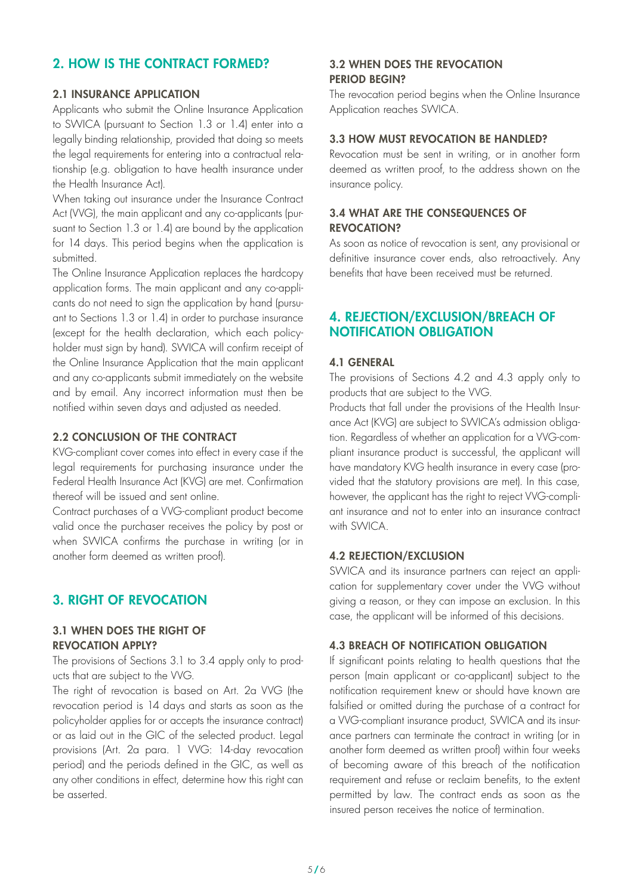## 2. HOW IS THE CONTRACT FORMED?

### 2.1 INSURANCE APPLICATION

Applicants who submit the Online Insurance Application to SWICA (pursuant to Section 1.3 or 1.4) enter into a legally binding relationship, provided that doing so meets the legal requirements for entering into a contractual relationship (e.g. obligation to have health insurance under the Health Insurance Act).

When taking out insurance under the Insurance Contract Act (VVG), the main applicant and any co-applicants (pursuant to Section 1.3 or 1.4) are bound by the application for 14 days. This period begins when the application is submitted.

The Online Insurance Application replaces the hardcopy application forms. The main applicant and any co-applicants do not need to sign the application by hand (pursuant to Sections 1.3 or 1.4) in order to purchase insurance (except for the health declaration, which each policyholder must sign by hand). SWICA will confirm receipt of the Online Insurance Application that the main applicant and any co-applicants submit immediately on the website and by email. Any incorrect information must then be notified within seven days and adjusted as needed.

### 2.2 CONCLUSION OF THE CONTRACT

KVG-compliant cover comes into effect in every case if the legal requirements for purchasing insurance under the Federal Health Insurance Act (KVG) are met. Confirmation thereof will be issued and sent online.

Contract purchases of a VVG-compliant product become valid once the purchaser receives the policy by post or when SWICA confirms the purchase in writing (or in another form deemed as written proof).

## 3. RIGHT OF REVOCATION

### 3.1 WHEN DOES THE RIGHT OF REVOCATION APPLY?

The provisions of Sections 3.1 to 3.4 apply only to products that are subject to the VVG.

The right of revocation is based on Art. 2a VVG (the revocation period is 14 days and starts as soon as the policyholder applies for or accepts the insurance contract) or as laid out in the GIC of the selected product. Legal provisions (Art. 2a para. 1 VVG: 14-day revocation period) and the periods defined in the GIC, as well as any other conditions in effect, determine how this right can be asserted.

### 3.2 WHEN DOES THE REVOCATION PERIOD BEGIN?

The revocation period begins when the Online Insurance Application reaches SWICA.

### 3.3 HOW MUST REVOCATION BE HANDLED?

Revocation must be sent in writing, or in another form deemed as written proof, to the address shown on the insurance policy.

### 3.4 WHAT ARE THE CONSEQUENCES OF REVOCATION?

As soon as notice of revocation is sent, any provisional or definitive insurance cover ends, also retroactively. Any benefits that have been received must be returned.

## 4. REJECTION/EXCLUSION/BREACH OF NOTIFICATION OBLIGATION

### 4.1 GENERAL

The provisions of Sections 4.2 and 4.3 apply only to products that are subject to the VVG.

Products that fall under the provisions of the Health Insurance Act (KVG) are subject to SWICA's admission obligation. Regardless of whether an application for a VVG-compliant insurance product is successful, the applicant will have mandatory KVG health insurance in every case (provided that the statutory provisions are met). In this case, however, the applicant has the right to reject VVG-compliant insurance and not to enter into an insurance contract with SWICA.

### 4.2 REJECTION/EXCLUSION

SWICA and its insurance partners can reject an application for supplementary cover under the VVG without giving a reason, or they can impose an exclusion. In this case, the applicant will be informed of this decisions.

### 4.3 BREACH OF NOTIFICATION OBLIGATION

If significant points relating to health questions that the person (main applicant or co-applicant) subject to the notification requirement knew or should have known are falsified or omitted during the purchase of a contract for a VVG-compliant insurance product, SWICA and its insurance partners can terminate the contract in writing (or in another form deemed as written proof) within four weeks of becoming aware of this breach of the notification requirement and refuse or reclaim benefits, to the extent permitted by law. The contract ends as soon as the insured person receives the notice of termination.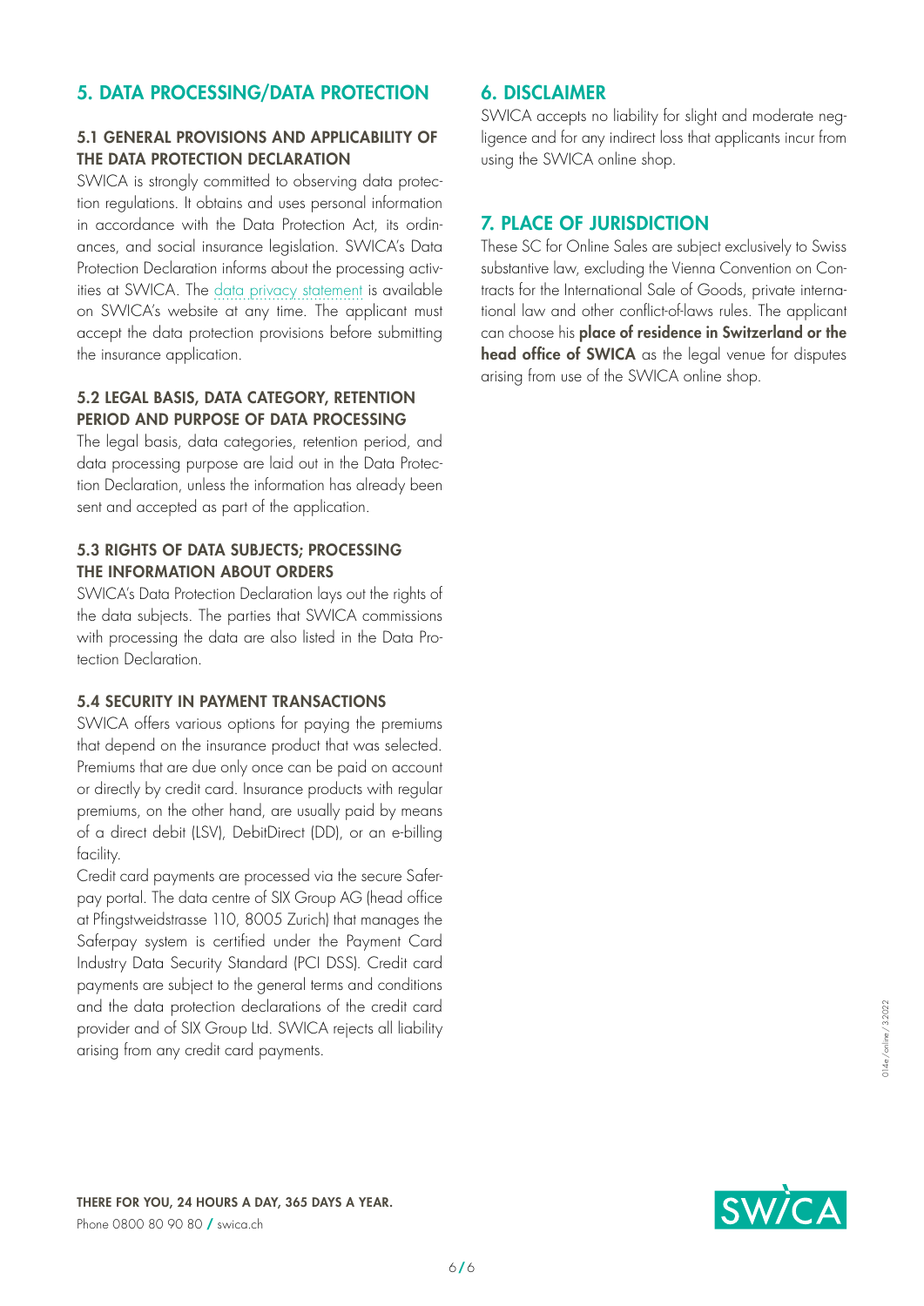## 5. DATA PROCESSING/DATA PROTECTION

### 5.1 GENERAL PROVISIONS AND APPLICABILITY OF THE DATA PROTECTION DECLARATION

SWICA is strongly committed to observing data protection regulations. It obtains and uses personal information in accordance with the Data Protection Act, its ordinances, and social insurance legislation. SWICA's Data Protection Declaration informs about the processing activities at SWICA. The data privacy statement is available on SWICA's website at any time. The applicant must accept the data protection provisions before submitting the insurance application.

### 5.2 LEGAL BASIS, DATA CATEGORY, RETENTION PERIOD AND PURPOSE OF DATA PROCESSING

The legal basis, data categories, retention period, and data processing purpose are laid out in the Data Protection Declaration, unless the information has already been sent and accepted as part of the application.

### 5.3 RIGHTS OF DATA SUBJECTS; PROCESSING THE INFORMATION ABOUT ORDERS

SWICA's Data Protection Declaration lays out the rights of the data subjects. The parties that SWICA commissions with processing the data are also listed in the Data Protection Declaration.

### 5.4 SECURITY IN PAYMENT TRANSACTIONS

SWICA offers various options for paying the premiums that depend on the insurance product that was selected. Premiums that are due only once can be paid on account or directly by credit card. Insurance products with regular premiums, on the other hand, are usually paid by means of a direct debit (LSV), DebitDirect (DD), or an e-billing facility.

Credit card payments are processed via the secure Saferpay portal. The data centre of SIX Group AG (head office at Pfingstweidstrasse 110, 8005 Zurich) that manages the Saferpay system is certified under the Payment Card Industry Data Security Standard (PCI DSS). Credit card payments are subject to the general terms and conditions and the data protection declarations of the credit card provider and of SIX Group Ltd. SWICA rejects all liability arising from any credit card payments.

## 6. DISCLAIMER

SWICA accepts no liability for slight and moderate negligence and for any indirect loss that applicants incur from using the SWICA online shop.

## 7. PLACE OF JURISDICTION

These SC for Online Sales are subject exclusively to Swiss substantive law, excluding the Vienna Convention on Contracts for the International Sale of Goods, private international law and other conflict-of-laws rules. The applicant can choose his **place of residence in Switzerland or the head office of SWICA** as the legal venue for disputes arising from use of the SWICA online shop.

**THERE FOR YOU, 24 HOURS A DAY, 365 DAYS A YEAR.**
Phone 0800 80 90 80 / swica.ch

014e/online/3.2022